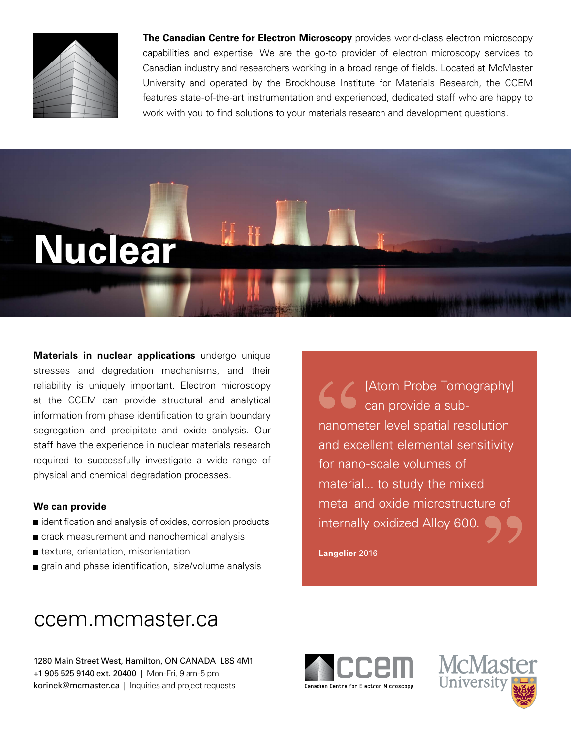**The Canadian Centre for Electron Microscopy** provides world-class electron microscopy capabilities and expertise. We are the go-to provider of electron microscopy services to Canadian industry and researchers working in a broad range of fields. Located at McMaster University and operated by the Brockhouse Institute for Materials Research, the CCEM features state-of-the-art instrumentation and experienced, dedicated staff who are happy to work with you to find solutions to your materials research and development questions.

# Nuclear

**Materials in nuclear applications** undergo unique stresses and degradation mechanisms, and their reliability is uniquely important. Electron microscopy at the CCEM can provide structural and analytical information from phase identification to grain boundary segregation and precipitate and oxide analysis. Our staff have the experience in nuclear materials research required to successfully investigate a wide range of physical and chemical degradation processes.

### We can provide

- identification and analysis of oxides, corrosion products
- crack measurement and nanochemical analysis
- texture, orientation, misorientation
- grain and phase identification, size/volume analysis

> "[Atom Probe Tomography] can provide a sub-nanometer level spatial resolution and excellent elemental sensitivity for nano-scale volumes of material... to study the mixed metal and oxide microstructure of internally oxidized Alloy 600."
>
> **Langelier** 2016

## ccem.mcmaster.ca

1280 Main Street West, Hamilton, ON CANADA L8S 4M1
+1 905 525 9140 ext. 20400 | Mon-Fri, 9 am-5 pm
korinek@mcmaster.ca | Inquiries and project requests

ccem Canadian Centre for Electron Microscopy

McMaster University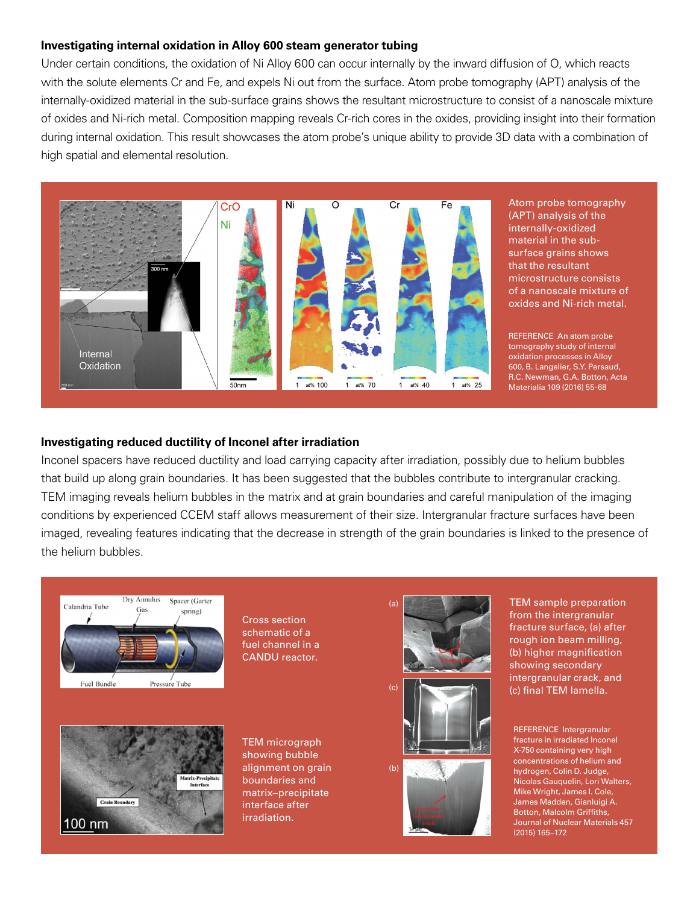### Investigating internal oxidation in Alloy 600 steam generator tubing

Under certain conditions, the oxidation of Ni Alloy 600 can occur internally by the inward diffusion of O, which reacts with the solute elements Cr and Fe, and expels Ni out from the surface. Atom probe tomography (APT) analysis of the internally-oxidized material in the sub-surface grains shows the resultant microstructure to consist of a nanoscale mixture of oxides and Ni-rich metal. Composition mapping reveals Cr-rich cores in the oxides, providing insight into their formation during internal oxidation. This result showcases the atom probe's unique ability to provide 3D data with a combination of high spatial and elemental resolution.

Atom probe tomography (APT) analysis of the internally-oxidized material in the sub-surface grains shows that the resultant microstructure consists of a nanoscale mixture of oxides and Ni-rich metal.

REFERENCE An atom probe tomography study of internal oxidation processes in Alloy 600, B. Langelier, S.Y. Persaud, R.C. Newman, G.A. Botton, Acta Materialia 109 (2016) 55-68

### Investigating reduced ductility of Inconel after irradiation

Inconel spacers have reduced ductility and load carrying capacity after irradiation, possibly due to helium bubbles that build up along grain boundaries. It has been suggested that the bubbles contribute to intergranular cracking. TEM imaging reveals helium bubbles in the matrix and at grain boundaries and careful manipulation of the imaging conditions by experienced CCEM staff allows measurement of their size. Intergranular fracture surfaces have been imaged, revealing features indicating that the decrease in strength of the grain boundaries is linked to the presence of the helium bubbles.

Cross section schematic of a fuel channel in a CANDU reactor.

TEM micrograph showing bubble alignment on grain boundaries and matrix–precipitate interface after irradiation.

TEM sample preparation from the intergranular fracture surface, (a) after rough ion beam milling, (b) higher magnification showing secondary intergranular crack, and (c) final TEM lamella.

REFERENCE Intergranular fracture in irradiated Inconel X-750 containing very high concentrations of helium and hydrogen, Colin D. Judge, Nicolas Gauquelin, Lori Walters, Mike Wright, James I. Cole, James Madden, Gianluigi A. Botton, Malcolm Griffiths, Journal of Nuclear Materials 457 (2015) 165–172